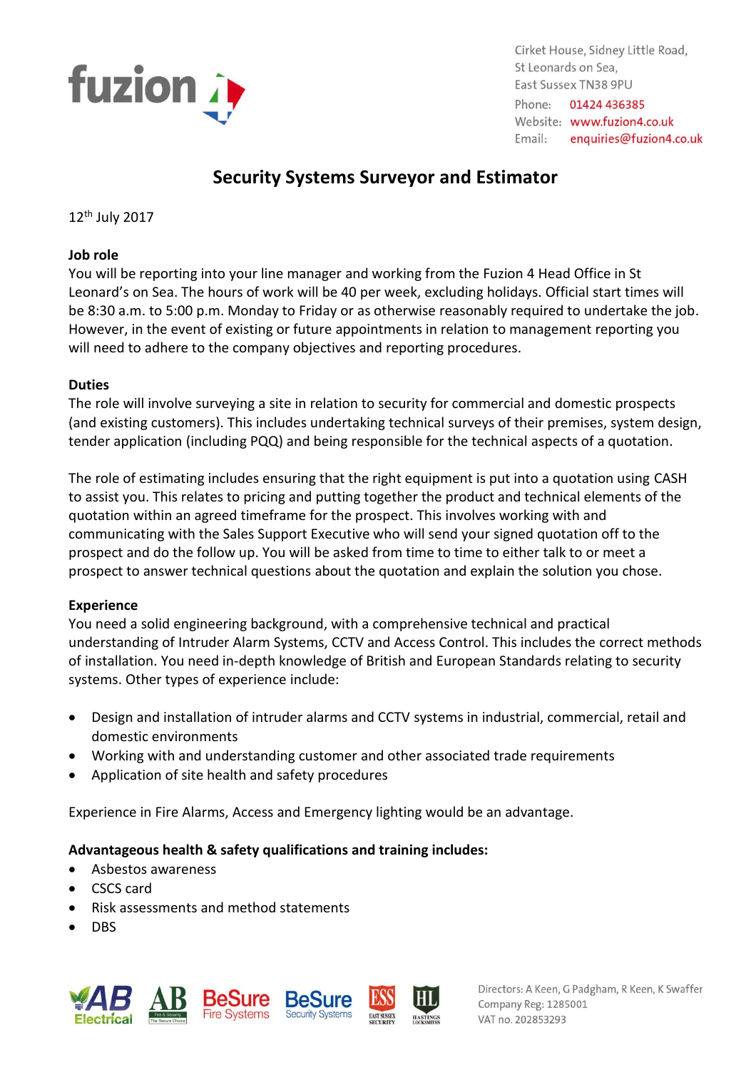fuzion 4

Cirket House, Sidney Little Road,
St Leonards on Sea,
East Sussex TN38 9PU
Phone: 01424 436385
Website: www.fuzion4.co.uk
Email: enquiries@fuzion4.co.uk

# Security Systems Surveyor and Estimator

12th July 2017

**Job role**

You will be reporting into your line manager and working from the Fuzion 4 Head Office in St Leonard's on Sea. The hours of work will be 40 per week, excluding holidays. Official start times will be 8:30 a.m. to 5:00 p.m. Monday to Friday or as otherwise reasonably required to undertake the job. However, in the event of existing or future appointments in relation to management reporting you will need to adhere to the company objectives and reporting procedures.

**Duties**

The role will involve surveying a site in relation to security for commercial and domestic prospects (and existing customers). This includes undertaking technical surveys of their premises, system design, tender application (including PQQ) and being responsible for the technical aspects of a quotation.

The role of estimating includes ensuring that the right equipment is put into a quotation using CASH to assist you. This relates to pricing and putting together the product and technical elements of the quotation within an agreed timeframe for the prospect. This involves working with and communicating with the Sales Support Executive who will send your signed quotation off to the prospect and do the follow up. You will be asked from time to time to either talk to or meet a prospect to answer technical questions about the quotation and explain the solution you chose.

**Experience**

You need a solid engineering background, with a comprehensive technical and practical understanding of Intruder Alarm Systems, CCTV and Access Control. This includes the correct methods of installation. You need in-depth knowledge of British and European Standards relating to security systems. Other types of experience include:

- Design and installation of intruder alarms and CCTV systems in industrial, commercial, retail and domestic environments
- Working with and understanding customer and other associated trade requirements
- Application of site health and safety procedures

Experience in Fire Alarms, Access and Emergency lighting would be an advantage.

**Advantageous health & safety qualifications and training includes:**

- Asbestos awareness
- CSCS card
- Risk assessments and method statements
- DBS

AB Electrical | AB Fire & Security | BeSure Fire Systems | BeSure Security Systems | ESS East Sussex Security | HL Hastings Locksmiths

Directors: A Keen, G Padgham, R Keen, K Swaffer
Company Reg: 1285001
VAT no. 202853293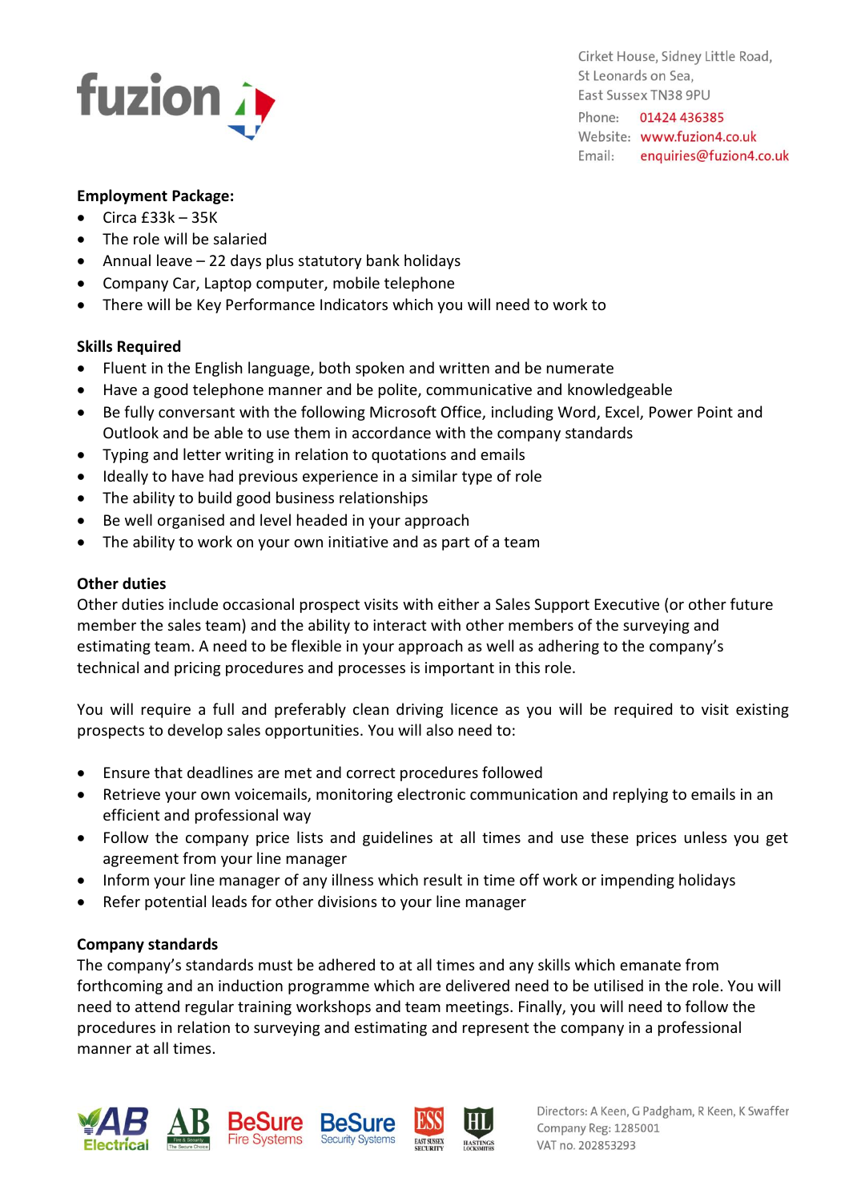**Employment Package:**

- Circa £33k – 35K
- The role will be salaried
- Annual leave – 22 days plus statutory bank holidays
- Company Car, Laptop computer, mobile telephone
- There will be Key Performance Indicators which you will need to work to

**Skills Required**

- Fluent in the English language, both spoken and written and be numerate
- Have a good telephone manner and be polite, communicative and knowledgeable
- Be fully conversant with the following Microsoft Office, including Word, Excel, Power Point and Outlook and be able to use them in accordance with the company standards
- Typing and letter writing in relation to quotations and emails
- Ideally to have had previous experience in a similar type of role
- The ability to build good business relationships
- Be well organised and level headed in your approach
- The ability to work on your own initiative and as part of a team

**Other duties**

Other duties include occasional prospect visits with either a Sales Support Executive (or other future member the sales team) and the ability to interact with other members of the surveying and estimating team. A need to be flexible in your approach as well as adhering to the company's technical and pricing procedures and processes is important in this role.

You will require a full and preferably clean driving licence as you will be required to visit existing prospects to develop sales opportunities. You will also need to:

- Ensure that deadlines are met and correct procedures followed
- Retrieve your own voicemails, monitoring electronic communication and replying to emails in an efficient and professional way
- Follow the company price lists and guidelines at all times and use these prices unless you get agreement from your line manager
- Inform your line manager of any illness which result in time off work or impending holidays
- Refer potential leads for other divisions to your line manager

**Company standards**

The company's standards must be adhered to at all times and any skills which emanate from forthcoming and an induction programme which are delivered need to be utilised in the role. You will need to attend regular training workshops and team meetings. Finally, you will need to follow the procedures in relation to surveying and estimating and represent the company in a professional manner at all times.